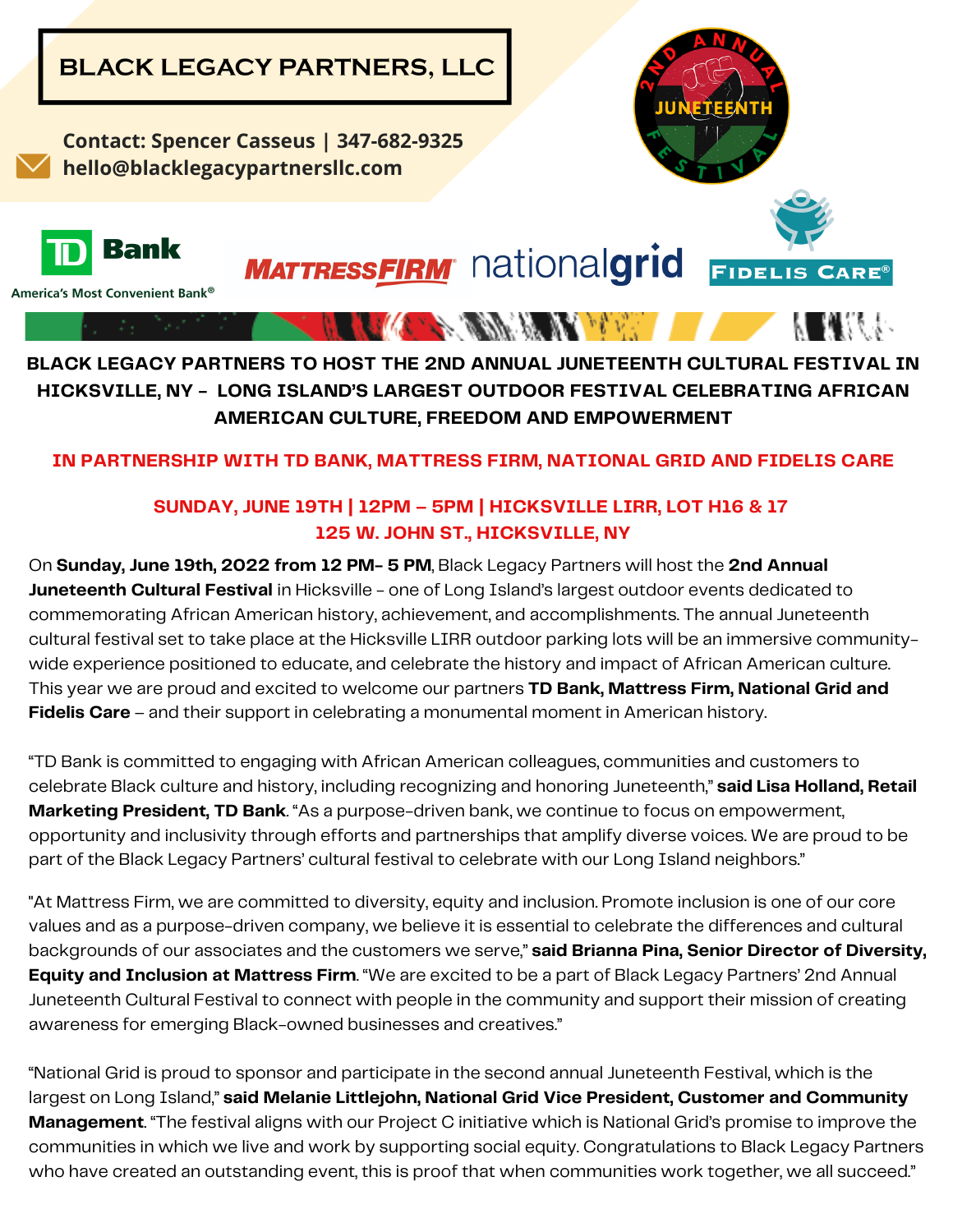**BLACK LEGACY PARTNERS, LLC**

**Contact: Spencer Casseus | 347-682-9325**
**hello@blacklegacypartnersllc.com**

2ND ANNUAL JUNETEENTH FESTIVAL

TD Bank America's Most Convenient Bank®

MATTRESS FIRM nationalgrid FIDELIS CARE®

# BLACK LEGACY PARTNERS TO HOST THE 2ND ANNUAL JUNETEENTH CULTURAL FESTIVAL IN HICKSVILLE, NY – LONG ISLAND'S LARGEST OUTDOOR FESTIVAL CELEBRATING AFRICAN AMERICAN CULTURE, FREEDOM AND EMPOWERMENT

## IN PARTNERSHIP WITH TD BANK, MATTRESS FIRM, NATIONAL GRID AND FIDELIS CARE

## SUNDAY, JUNE 19TH | 12PM – 5PM | HICKSVILLE LIRR, LOT H16 & 17
## 125 W. JOHN ST., HICKSVILLE, NY

On **Sunday, June 19th, 2022 from 12 PM- 5 PM**, Black Legacy Partners will host the **2nd Annual Juneteenth Cultural Festival** in Hicksville – one of Long Island's largest outdoor events dedicated to commemorating African American history, achievement, and accomplishments. The annual Juneteenth cultural festival set to take place at the Hicksville LIRR outdoor parking lots will be an immersive community-wide experience positioned to educate, and celebrate the history and impact of African American culture. This year we are proud and excited to welcome our partners **TD Bank, Mattress Firm, National Grid and Fidelis Care** – and their support in celebrating a monumental moment in American history.

"TD Bank is committed to engaging with African American colleagues, communities and customers to celebrate Black culture and history, including recognizing and honoring Juneteenth," **said Lisa Holland, Retail Marketing President, TD Bank**. "As a purpose-driven bank, we continue to focus on empowerment, opportunity and inclusivity through efforts and partnerships that amplify diverse voices. We are proud to be part of the Black Legacy Partners' cultural festival to celebrate with our Long Island neighbors."

"At Mattress Firm, we are committed to diversity, equity and inclusion. Promote inclusion is one of our core values and as a purpose-driven company, we believe it is essential to celebrate the differences and cultural backgrounds of our associates and the customers we serve," **said Brianna Pina, Senior Director of Diversity, Equity and Inclusion at Mattress Firm**. "We are excited to be a part of Black Legacy Partners' 2nd Annual Juneteenth Cultural Festival to connect with people in the community and support their mission of creating awareness for emerging Black-owned businesses and creatives."

"National Grid is proud to sponsor and participate in the second annual Juneteenth Festival, which is the largest on Long Island," **said Melanie Littlejohn, National Grid Vice President, Customer and Community Management**. "The festival aligns with our Project C initiative which is National Grid's promise to improve the communities in which we live and work by supporting social equity. Congratulations to Black Legacy Partners who have created an outstanding event, this is proof that when communities work together, we all succeed."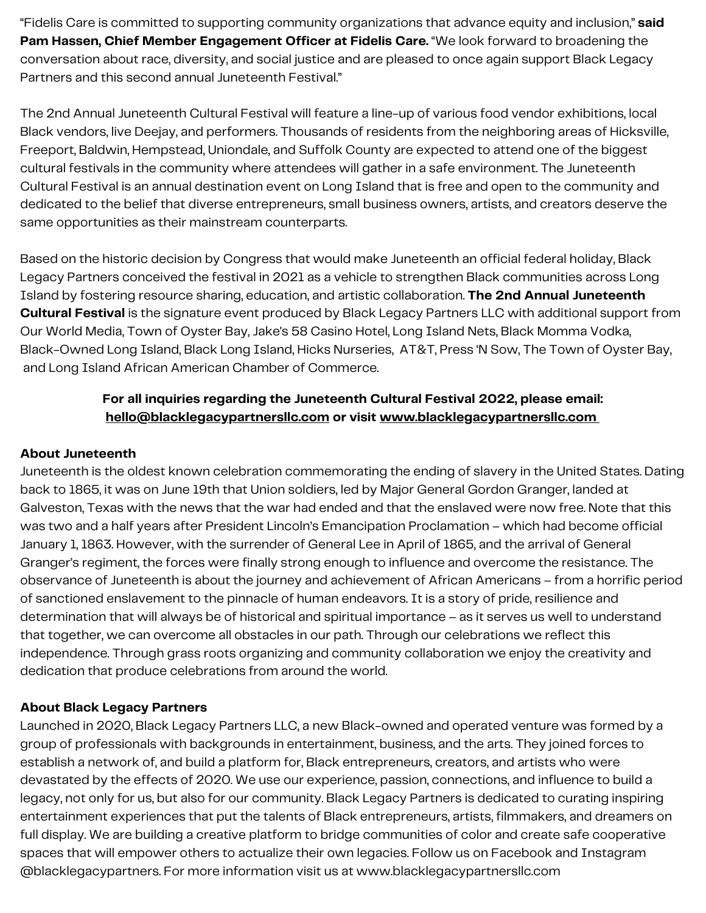"Fidelis Care is committed to supporting community organizations that advance equity and inclusion," **said Pam Hassen, Chief Member Engagement Officer at Fidelis Care.** "We look forward to broadening the conversation about race, diversity, and social justice and are pleased to once again support Black Legacy Partners and this second annual Juneteenth Festival."

The 2nd Annual Juneteenth Cultural Festival will feature a line-up of various food vendor exhibitions, local Black vendors, live Deejay, and performers. Thousands of residents from the neighboring areas of Hicksville, Freeport, Baldwin, Hempstead, Uniondale, and Suffolk County are expected to attend one of the biggest cultural festivals in the community where attendees will gather in a safe environment. The Juneteenth Cultural Festival is an annual destination event on Long Island that is free and open to the community and dedicated to the belief that diverse entrepreneurs, small business owners, artists, and creators deserve the same opportunities as their mainstream counterparts.

Based on the historic decision by Congress that would make Juneteenth an official federal holiday, Black Legacy Partners conceived the festival in 2021 as a vehicle to strengthen Black communities across Long Island by fostering resource sharing, education, and artistic collaboration. **The 2nd Annual Juneteenth Cultural Festival** is the signature event produced by Black Legacy Partners LLC with additional support from Our World Media, Town of Oyster Bay, Jake's 58 Casino Hotel, Long Island Nets, Black Momma Vodka, Black-Owned Long Island, Black Long Island, Hicks Nurseries, AT&T, Press 'N Sow, The Town of Oyster Bay, and Long Island African American Chamber of Commerce.

**For all inquiries regarding the Juneteenth Cultural Festival 2022, please email: hello@blacklegacypartnersllc.com or visit www.blacklegacypartnersllc.com**

**About Juneteenth**

Juneteenth is the oldest known celebration commemorating the ending of slavery in the United States. Dating back to 1865, it was on June 19th that Union soldiers, led by Major General Gordon Granger, landed at Galveston, Texas with the news that the war had ended and that the enslaved were now free. Note that this was two and a half years after President Lincoln's Emancipation Proclamation – which had become official January 1, 1863. However, with the surrender of General Lee in April of 1865, and the arrival of General Granger's regiment, the forces were finally strong enough to influence and overcome the resistance. The observance of Juneteenth is about the journey and achievement of African Americans – from a horrific period of sanctioned enslavement to the pinnacle of human endeavors. It is a story of pride, resilience and determination that will always be of historical and spiritual importance – as it serves us well to understand that together, we can overcome all obstacles in our path. Through our celebrations we reflect this independence. Through grass roots organizing and community collaboration we enjoy the creativity and dedication that produce celebrations from around the world.

**About Black Legacy Partners**

Launched in 2020, Black Legacy Partners LLC, a new Black-owned and operated venture was formed by a group of professionals with backgrounds in entertainment, business, and the arts. They joined forces to establish a network of, and build a platform for, Black entrepreneurs, creators, and artists who were devastated by the effects of 2020. We use our experience, passion, connections, and influence to build a legacy, not only for us, but also for our community. Black Legacy Partners is dedicated to curating inspiring entertainment experiences that put the talents of Black entrepreneurs, artists, filmmakers, and dreamers on full display. We are building a creative platform to bridge communities of color and create safe cooperative spaces that will empower others to actualize their own legacies. Follow us on Facebook and Instagram @blacklegacypartners. For more information visit us at www.blacklegacypartnersllc.com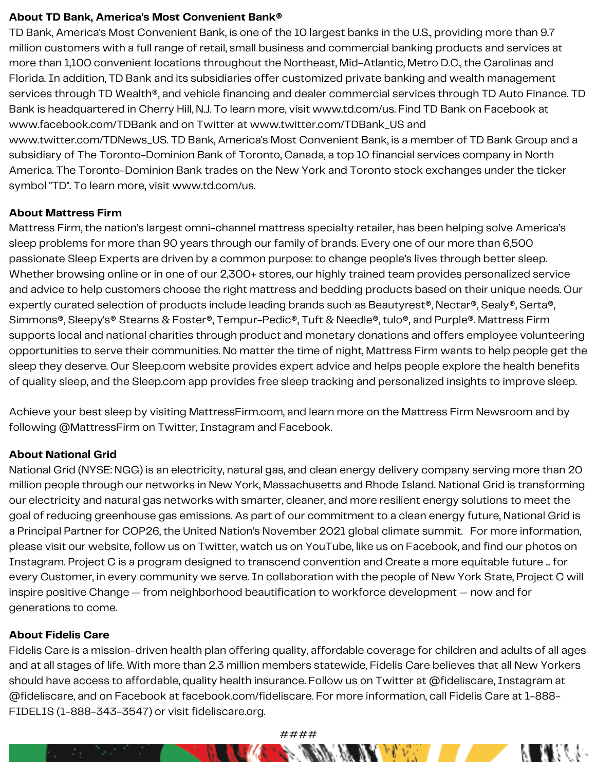**About TD Bank, America's Most Convenient Bank®**

TD Bank, America's Most Convenient Bank, is one of the 10 largest banks in the U.S., providing more than 9.7 million customers with a full range of retail, small business and commercial banking products and services at more than 1,100 convenient locations throughout the Northeast, Mid-Atlantic, Metro D.C., the Carolinas and Florida. In addition, TD Bank and its subsidiaries offer customized private banking and wealth management services through TD Wealth®, and vehicle financing and dealer commercial services through TD Auto Finance. TD Bank is headquartered in Cherry Hill, N.J. To learn more, visit www.td.com/us. Find TD Bank on Facebook at www.facebook.com/TDBank and on Twitter at www.twitter.com/TDBank_US and www.twitter.com/TDNews_US. TD Bank, America's Most Convenient Bank, is a member of TD Bank Group and a subsidiary of The Toronto-Dominion Bank of Toronto, Canada, a top 10 financial services company in North America. The Toronto-Dominion Bank trades on the New York and Toronto stock exchanges under the ticker symbol "TD". To learn more, visit www.td.com/us.

**About Mattress Firm**

Mattress Firm, the nation's largest omni-channel mattress specialty retailer, has been helping solve America's sleep problems for more than 90 years through our family of brands. Every one of our more than 6,500 passionate Sleep Experts are driven by a common purpose: to change people's lives through better sleep. Whether browsing online or in one of our 2,300+ stores, our highly trained team provides personalized service and advice to help customers choose the right mattress and bedding products based on their unique needs. Our expertly curated selection of products include leading brands such as Beautyrest®, Nectar®, Sealy®, Serta®, Simmons®, Sleepy's® Stearns & Foster®, Tempur-Pedic®, Tuft & Needle®, tulo®, and Purple®. Mattress Firm supports local and national charities through product and monetary donations and offers employee volunteering opportunities to serve their communities. No matter the time of night, Mattress Firm wants to help people get the sleep they deserve. Our Sleep.com website provides expert advice and helps people explore the health benefits of quality sleep, and the Sleep.com app provides free sleep tracking and personalized insights to improve sleep.

Achieve your best sleep by visiting MattressFirm.com, and learn more on the Mattress Firm Newsroom and by following @MattressFirm on Twitter, Instagram and Facebook.

**About National Grid**

National Grid (NYSE: NGG) is an electricity, natural gas, and clean energy delivery company serving more than 20 million people through our networks in New York, Massachusetts and Rhode Island. National Grid is transforming our electricity and natural gas networks with smarter, cleaner, and more resilient energy solutions to meet the goal of reducing greenhouse gas emissions. As part of our commitment to a clean energy future, National Grid is a Principal Partner for COP26, the United Nation's November 2021 global climate summit. For more information, please visit our website, follow us on Twitter, watch us on YouTube, like us on Facebook, and find our photos on Instagram. Project C is a program designed to transcend convention and Create a more equitable future … for every Customer, in every community we serve. In collaboration with the people of New York State, Project C will inspire positive Change — from neighborhood beautification to workforce development — now and for generations to come.

**About Fidelis Care**

Fidelis Care is a mission-driven health plan offering quality, affordable coverage for children and adults of all ages and at all stages of life. With more than 2.3 million members statewide, Fidelis Care believes that all New Yorkers should have access to affordable, quality health insurance. Follow us on Twitter at @fideliscare, Instagram at @fideliscare, and on Facebook at facebook.com/fideliscare. For more information, call Fidelis Care at 1-888-FIDELIS (1-888-343-3547) or visit fideliscare.org.

*####*